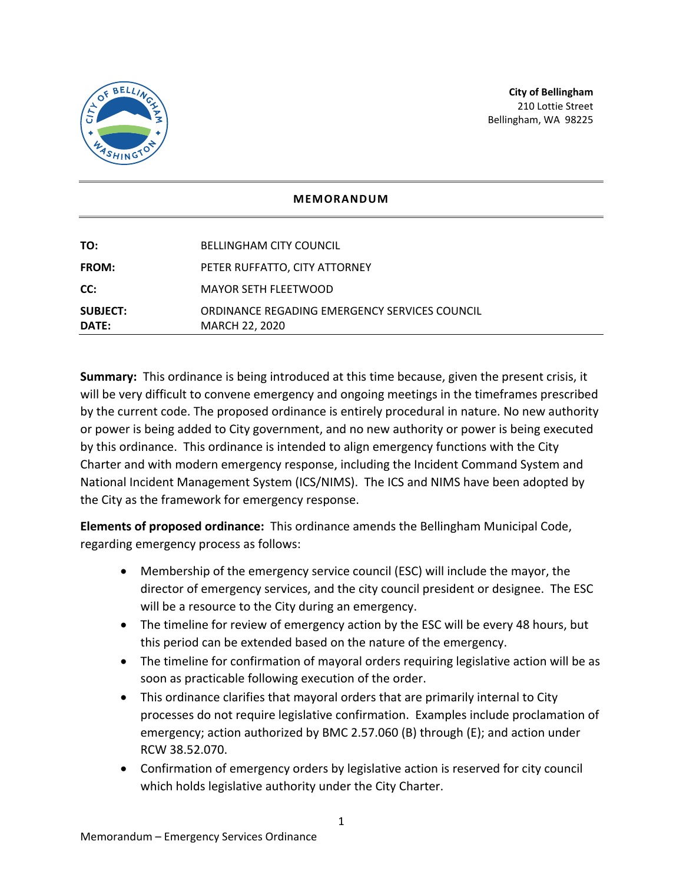**City of Bellingham**
210 Lottie Street
Bellingham, WA 98225

## MEMORANDUM

| | |
|---|---|
| **TO:** | BELLINGHAM CITY COUNCIL |
| **FROM:** | PETER RUFFATTO, CITY ATTORNEY |
| **CC:** | MAYOR SETH FLEETWOOD |
| **SUBJECT:** | ORDINANCE REGADING EMERGENCY SERVICES COUNCIL |
| **DATE:** | MARCH 22, 2020 |

**Summary:** This ordinance is being introduced at this time because, given the present crisis, it will be very difficult to convene emergency and ongoing meetings in the timeframes prescribed by the current code. The proposed ordinance is entirely procedural in nature. No new authority or power is being added to City government, and no new authority or power is being executed by this ordinance. This ordinance is intended to align emergency functions with the City Charter and with modern emergency response, including the Incident Command System and National Incident Management System (ICS/NIMS). The ICS and NIMS have been adopted by the City as the framework for emergency response.

**Elements of proposed ordinance:** This ordinance amends the Bellingham Municipal Code, regarding emergency process as follows:

- Membership of the emergency service council (ESC) will include the mayor, the director of emergency services, and the city council president or designee. The ESC will be a resource to the City during an emergency.
- The timeline for review of emergency action by the ESC will be every 48 hours, but this period can be extended based on the nature of the emergency.
- The timeline for confirmation of mayoral orders requiring legislative action will be as soon as practicable following execution of the order.
- This ordinance clarifies that mayoral orders that are primarily internal to City processes do not require legislative confirmation. Examples include proclamation of emergency; action authorized by BMC 2.57.060 (B) through (E); and action under RCW 38.52.070.
- Confirmation of emergency orders by legislative action is reserved for city council which holds legislative authority under the City Charter.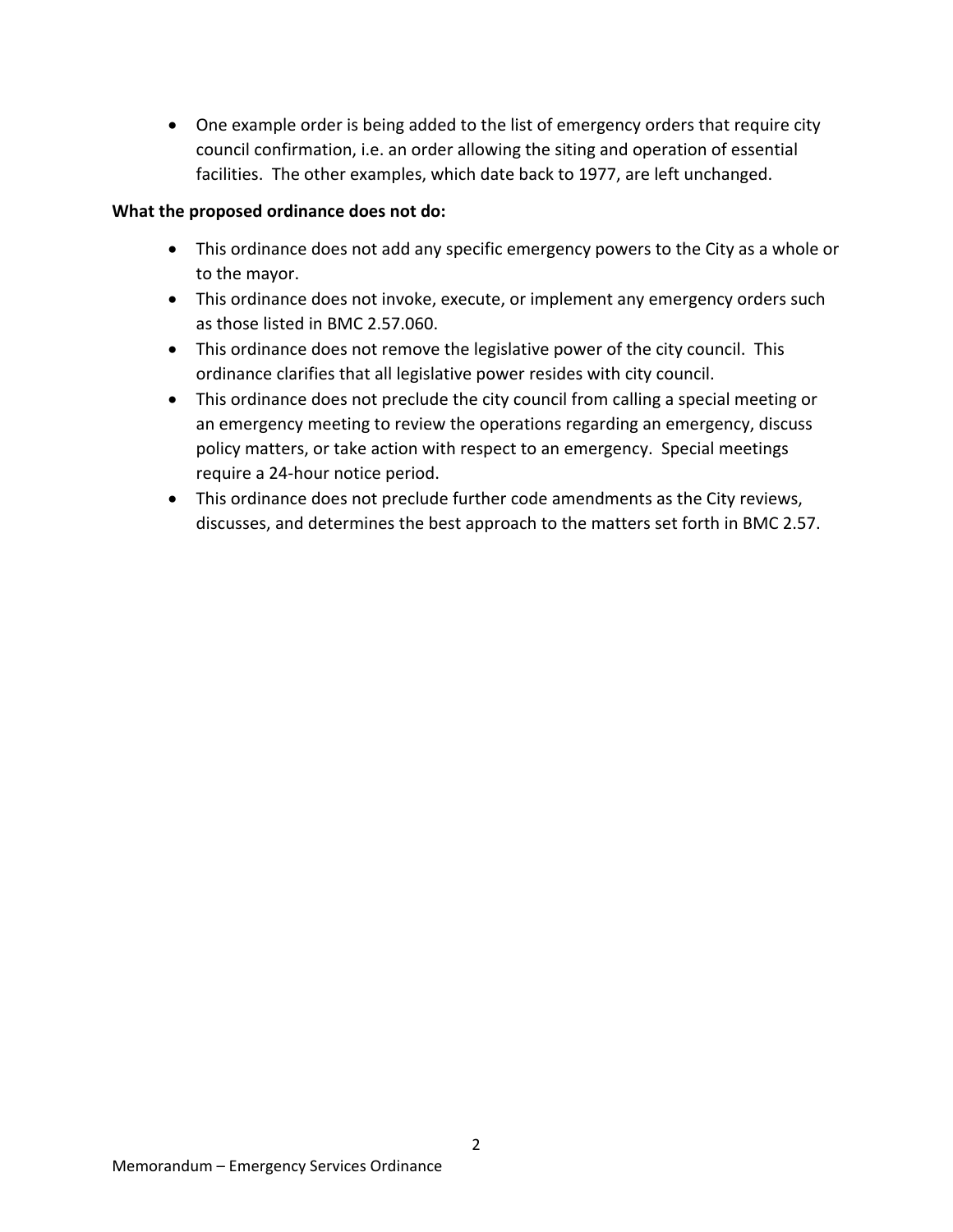- One example order is being added to the list of emergency orders that require city council confirmation, i.e. an order allowing the siting and operation of essential facilities. The other examples, which date back to 1977, are left unchanged.

**What the proposed ordinance does not do:**

- This ordinance does not add any specific emergency powers to the City as a whole or to the mayor.
- This ordinance does not invoke, execute, or implement any emergency orders such as those listed in BMC 2.57.060.
- This ordinance does not remove the legislative power of the city council. This ordinance clarifies that all legislative power resides with city council.
- This ordinance does not preclude the city council from calling a special meeting or an emergency meeting to review the operations regarding an emergency, discuss policy matters, or take action with respect to an emergency. Special meetings require a 24-hour notice period.
- This ordinance does not preclude further code amendments as the City reviews, discusses, and determines the best approach to the matters set forth in BMC 2.57.